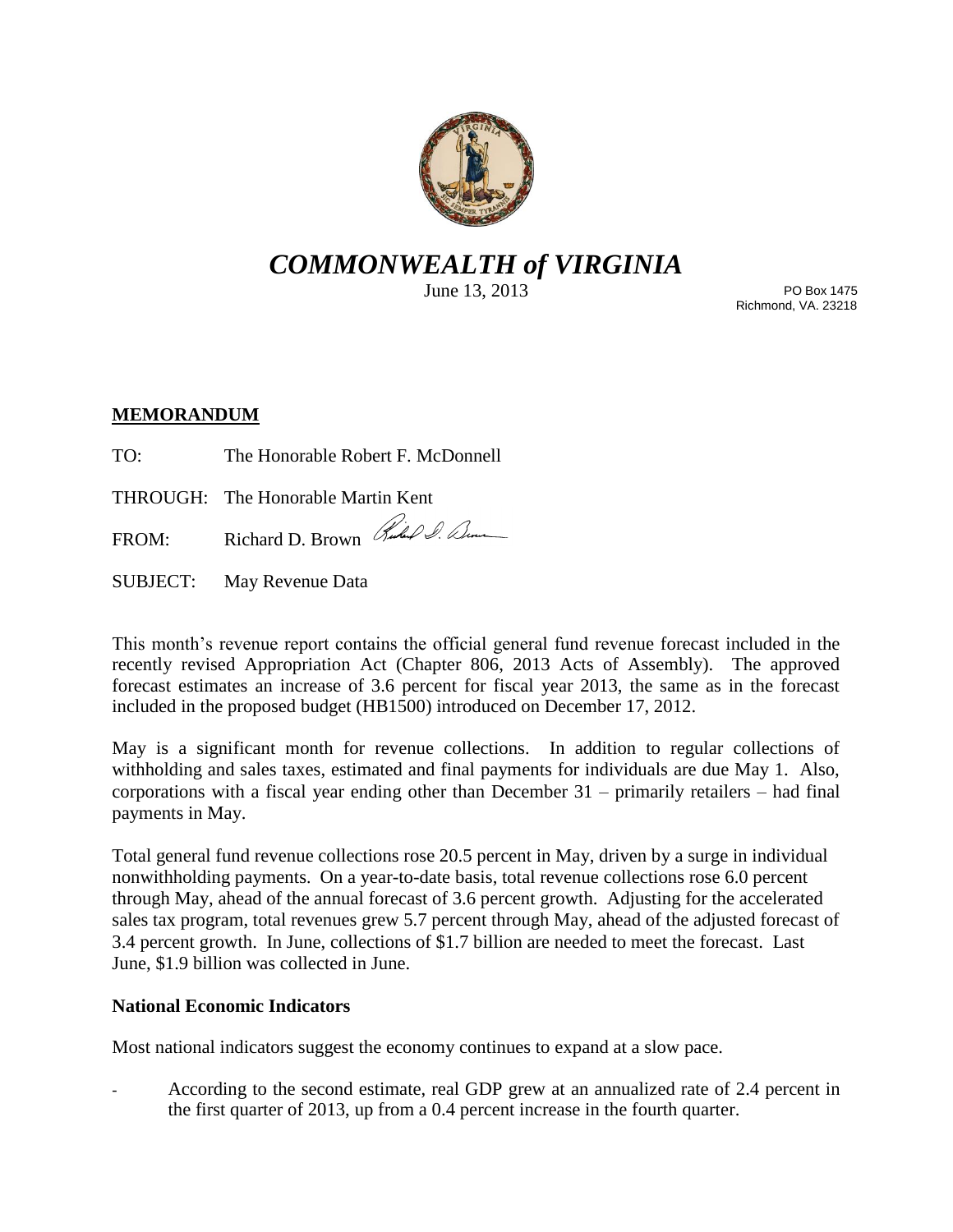# *COMMONWEALTH of VIRGINIA*

June 13, 2013

PO Box 1475
Richmond, VA. 23218

**MEMORANDUM**

TO: The Honorable Robert F. McDonnell

THROUGH: The Honorable Martin Kent

FROM: Richard D. Brown

SUBJECT: May Revenue Data

This month's revenue report contains the official general fund revenue forecast included in the recently revised Appropriation Act (Chapter 806, 2013 Acts of Assembly). The approved forecast estimates an increase of 3.6 percent for fiscal year 2013, the same as in the forecast included in the proposed budget (HB1500) introduced on December 17, 2012.

May is a significant month for revenue collections. In addition to regular collections of withholding and sales taxes, estimated and final payments for individuals are due May 1. Also, corporations with a fiscal year ending other than December 31 – primarily retailers – had final payments in May.

Total general fund revenue collections rose 20.5 percent in May, driven by a surge in individual nonwithholding payments. On a year-to-date basis, total revenue collections rose 6.0 percent through May, ahead of the annual forecast of 3.6 percent growth. Adjusting for the accelerated sales tax program, total revenues grew 5.7 percent through May, ahead of the adjusted forecast of 3.4 percent growth. In June, collections of $1.7 billion are needed to meet the forecast. Last June, $1.9 billion was collected in June.

**National Economic Indicators**

Most national indicators suggest the economy continues to expand at a slow pace.

- According to the second estimate, real GDP grew at an annualized rate of 2.4 percent in the first quarter of 2013, up from a 0.4 percent increase in the fourth quarter.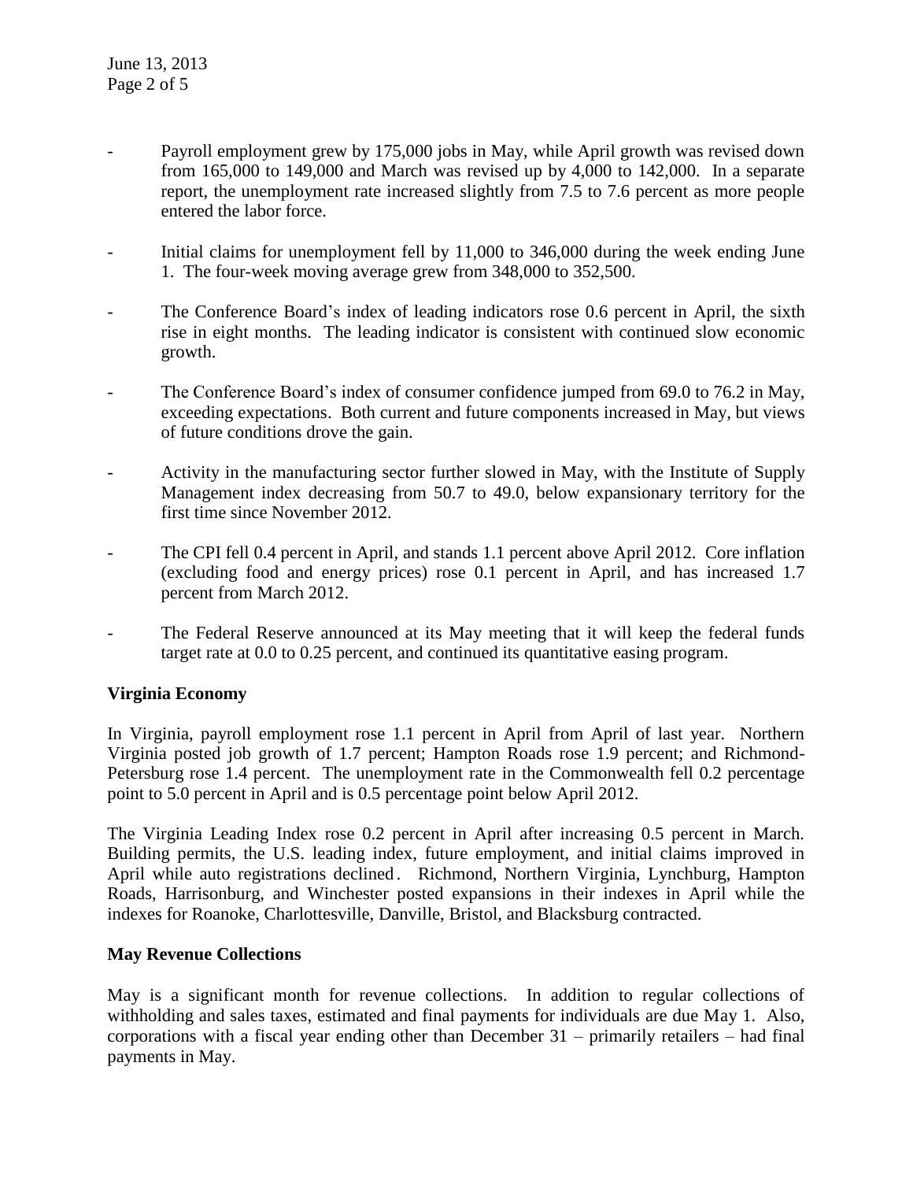- Payroll employment grew by 175,000 jobs in May, while April growth was revised down from 165,000 to 149,000 and March was revised up by 4,000 to 142,000. In a separate report, the unemployment rate increased slightly from 7.5 to 7.6 percent as more people entered the labor force.

- Initial claims for unemployment fell by 11,000 to 346,000 during the week ending June 1. The four-week moving average grew from 348,000 to 352,500.

- The Conference Board's index of leading indicators rose 0.6 percent in April, the sixth rise in eight months. The leading indicator is consistent with continued slow economic growth.

- The Conference Board's index of consumer confidence jumped from 69.0 to 76.2 in May, exceeding expectations. Both current and future components increased in May, but views of future conditions drove the gain.

- Activity in the manufacturing sector further slowed in May, with the Institute of Supply Management index decreasing from 50.7 to 49.0, below expansionary territory for the first time since November 2012.

- The CPI fell 0.4 percent in April, and stands 1.1 percent above April 2012. Core inflation (excluding food and energy prices) rose 0.1 percent in April, and has increased 1.7 percent from March 2012.

- The Federal Reserve announced at its May meeting that it will keep the federal funds target rate at 0.0 to 0.25 percent, and continued its quantitative easing program.

**Virginia Economy**

In Virginia, payroll employment rose 1.1 percent in April from April of last year. Northern Virginia posted job growth of 1.7 percent; Hampton Roads rose 1.9 percent; and Richmond-Petersburg rose 1.4 percent. The unemployment rate in the Commonwealth fell 0.2 percentage point to 5.0 percent in April and is 0.5 percentage point below April 2012.

The Virginia Leading Index rose 0.2 percent in April after increasing 0.5 percent in March. Building permits, the U.S. leading index, future employment, and initial claims improved in April while auto registrations declined. Richmond, Northern Virginia, Lynchburg, Hampton Roads, Harrisonburg, and Winchester posted expansions in their indexes in April while the indexes for Roanoke, Charlottesville, Danville, Bristol, and Blacksburg contracted.

**May Revenue Collections**

May is a significant month for revenue collections. In addition to regular collections of withholding and sales taxes, estimated and final payments for individuals are due May 1. Also, corporations with a fiscal year ending other than December 31 – primarily retailers – had final payments in May.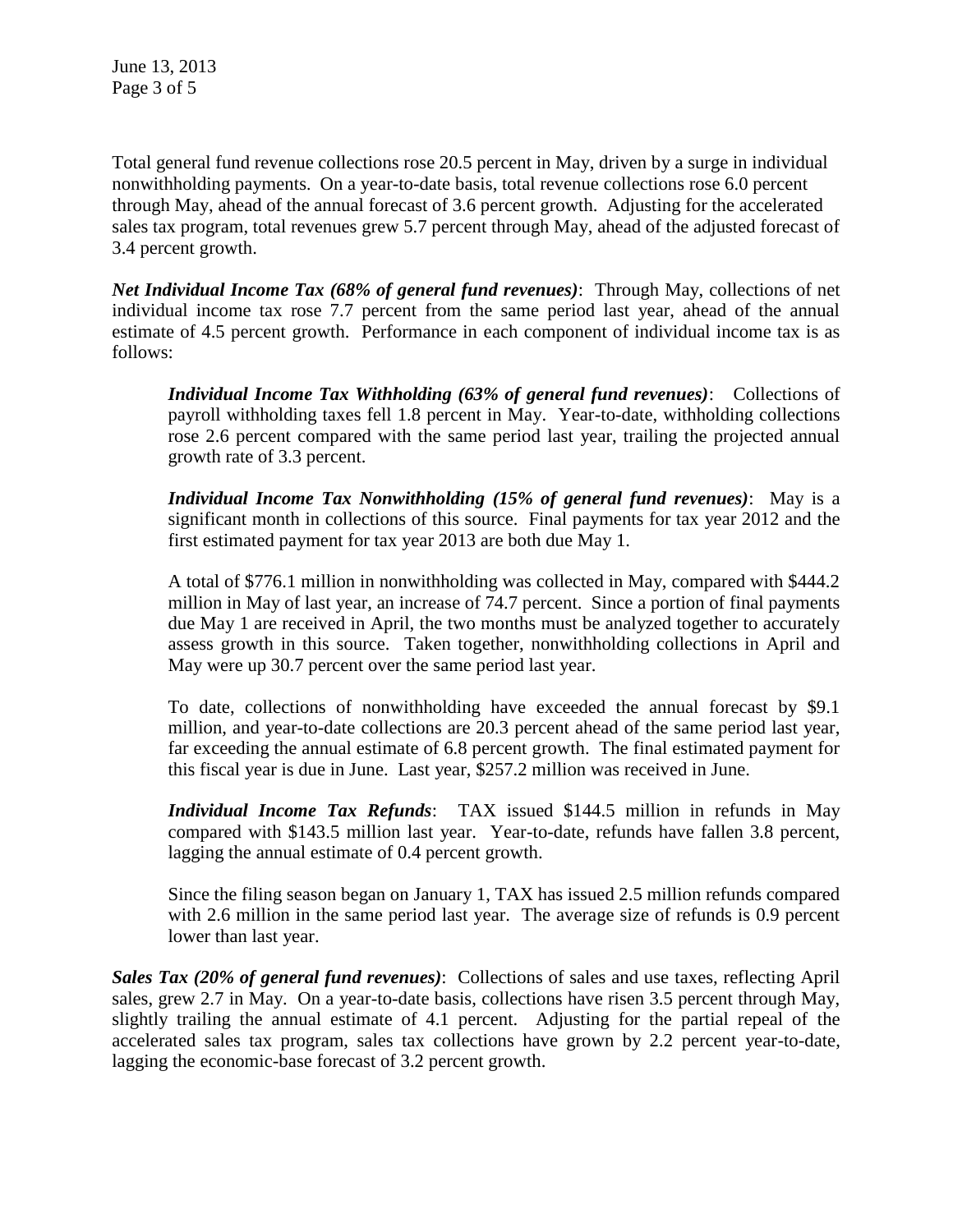Total general fund revenue collections rose 20.5 percent in May, driven by a surge in individual nonwithholding payments. On a year-to-date basis, total revenue collections rose 6.0 percent through May, ahead of the annual forecast of 3.6 percent growth. Adjusting for the accelerated sales tax program, total revenues grew 5.7 percent through May, ahead of the adjusted forecast of 3.4 percent growth.

***Net Individual Income Tax (68% of general fund revenues)***: Through May, collections of net individual income tax rose 7.7 percent from the same period last year, ahead of the annual estimate of 4.5 percent growth. Performance in each component of individual income tax is as follows:

> ***Individual Income Tax Withholding (63% of general fund revenues)***: Collections of payroll withholding taxes fell 1.8 percent in May. Year-to-date, withholding collections rose 2.6 percent compared with the same period last year, trailing the projected annual growth rate of 3.3 percent.
>
> ***Individual Income Tax Nonwithholding (15% of general fund revenues)***: May is a significant month in collections of this source. Final payments for tax year 2012 and the first estimated payment for tax year 2013 are both due May 1.
>
> A total of $776.1 million in nonwithholding was collected in May, compared with $444.2 million in May of last year, an increase of 74.7 percent. Since a portion of final payments due May 1 are received in April, the two months must be analyzed together to accurately assess growth in this source. Taken together, nonwithholding collections in April and May were up 30.7 percent over the same period last year.
>
> To date, collections of nonwithholding have exceeded the annual forecast by $9.1 million, and year-to-date collections are 20.3 percent ahead of the same period last year, far exceeding the annual estimate of 6.8 percent growth. The final estimated payment for this fiscal year is due in June. Last year, $257.2 million was received in June.
>
> ***Individual Income Tax Refunds***: TAX issued $144.5 million in refunds in May compared with $143.5 million last year. Year-to-date, refunds have fallen 3.8 percent, lagging the annual estimate of 0.4 percent growth.
>
> Since the filing season began on January 1, TAX has issued 2.5 million refunds compared with 2.6 million in the same period last year. The average size of refunds is 0.9 percent lower than last year.

***Sales Tax (20% of general fund revenues)***: Collections of sales and use taxes, reflecting April sales, grew 2.7 in May. On a year-to-date basis, collections have risen 3.5 percent through May, slightly trailing the annual estimate of 4.1 percent. Adjusting for the partial repeal of the accelerated sales tax program, sales tax collections have grown by 2.2 percent year-to-date, lagging the economic-base forecast of 3.2 percent growth.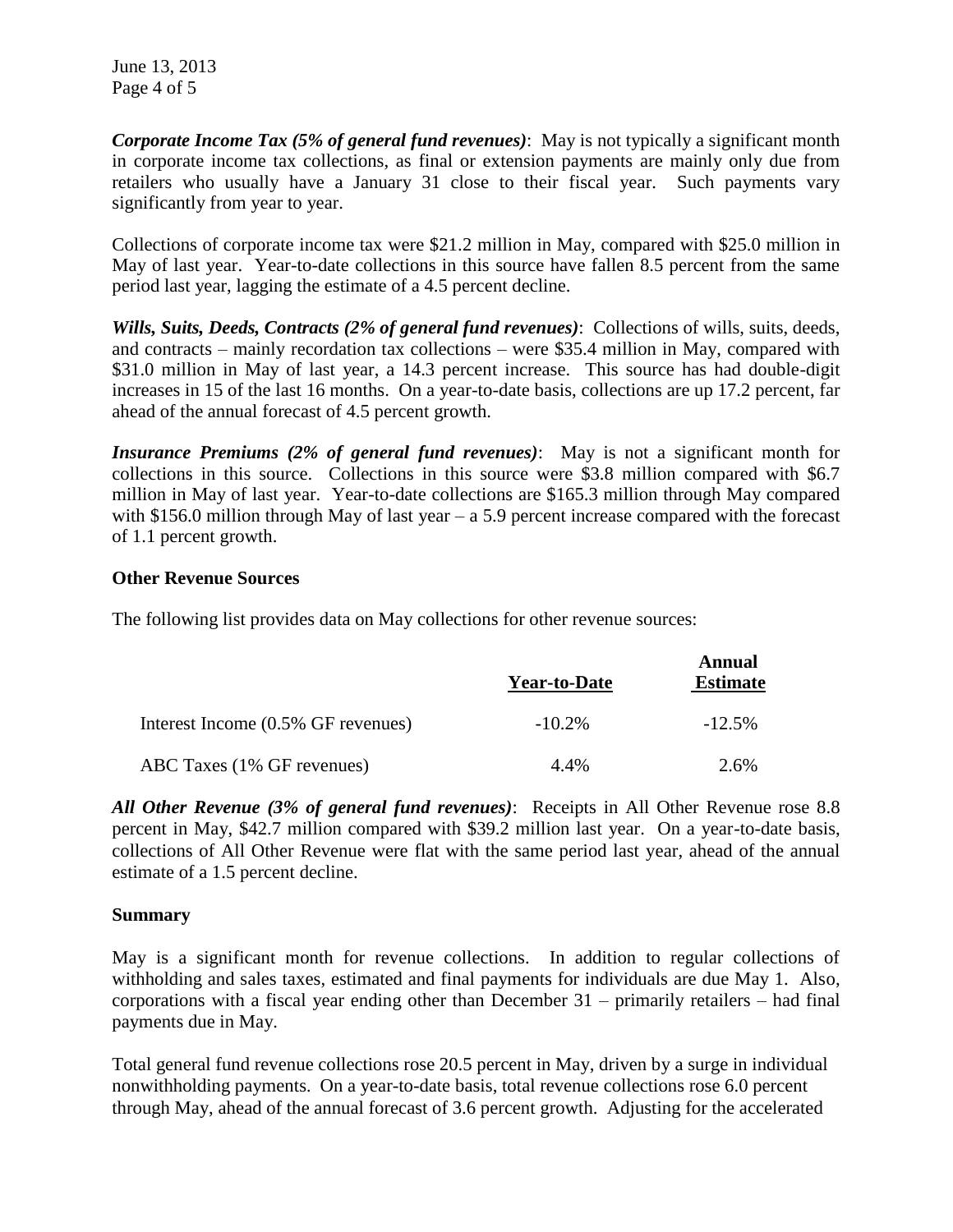***Corporate Income Tax (5% of general fund revenues)***: May is not typically a significant month in corporate income tax collections, as final or extension payments are mainly only due from retailers who usually have a January 31 close to their fiscal year. Such payments vary significantly from year to year.

Collections of corporate income tax were $21.2 million in May, compared with $25.0 million in May of last year. Year-to-date collections in this source have fallen 8.5 percent from the same period last year, lagging the estimate of a 4.5 percent decline.

***Wills, Suits, Deeds, Contracts (2% of general fund revenues)***: Collections of wills, suits, deeds, and contracts – mainly recordation tax collections – were $35.4 million in May, compared with $31.0 million in May of last year, a 14.3 percent increase. This source has had double-digit increases in 15 of the last 16 months. On a year-to-date basis, collections are up 17.2 percent, far ahead of the annual forecast of 4.5 percent growth.

***Insurance Premiums (2% of general fund revenues)***: May is not a significant month for collections in this source. Collections in this source were $3.8 million compared with $6.7 million in May of last year. Year-to-date collections are $165.3 million through May compared with $156.0 million through May of last year – a 5.9 percent increase compared with the forecast of 1.1 percent growth.

**Other Revenue Sources**

The following list provides data on May collections for other revenue sources:

| | Year-to-Date | Annual Estimate |
|---|---|---|
| Interest Income (0.5% GF revenues) | -10.2% | -12.5% |
| ABC Taxes (1% GF revenues) | 4.4% | 2.6% |

***All Other Revenue (3% of general fund revenues)***: Receipts in All Other Revenue rose 8.8 percent in May, $42.7 million compared with $39.2 million last year. On a year-to-date basis, collections of All Other Revenue were flat with the same period last year, ahead of the annual estimate of a 1.5 percent decline.

**Summary**

May is a significant month for revenue collections. In addition to regular collections of withholding and sales taxes, estimated and final payments for individuals are due May 1. Also, corporations with a fiscal year ending other than December 31 – primarily retailers – had final payments due in May.

Total general fund revenue collections rose 20.5 percent in May, driven by a surge in individual nonwithholding payments. On a year-to-date basis, total revenue collections rose 6.0 percent through May, ahead of the annual forecast of 3.6 percent growth. Adjusting for the accelerated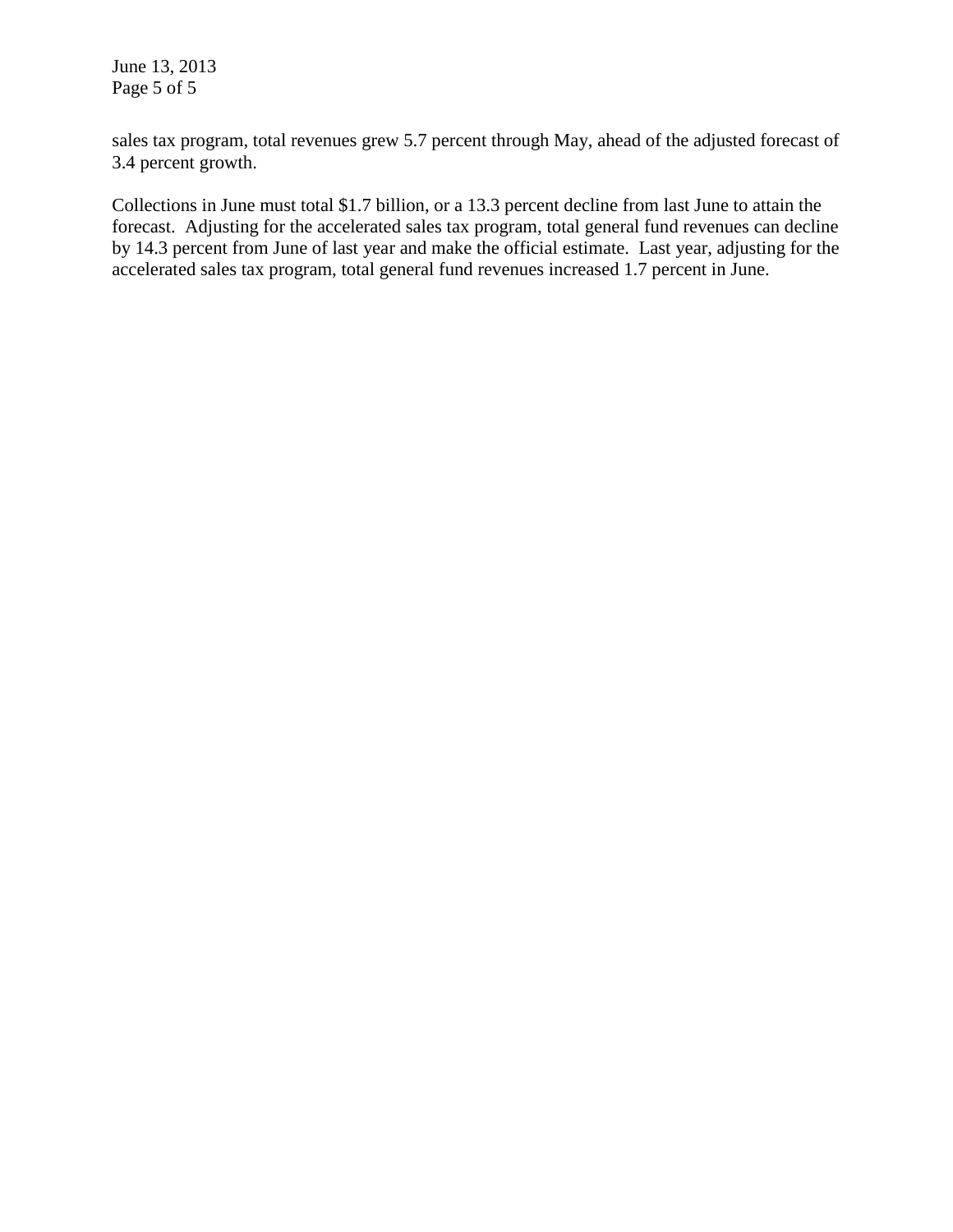sales tax program, total revenues grew 5.7 percent through May, ahead of the adjusted forecast of 3.4 percent growth.

Collections in June must total $1.7 billion, or a 13.3 percent decline from last June to attain the forecast. Adjusting for the accelerated sales tax program, total general fund revenues can decline by 14.3 percent from June of last year and make the official estimate. Last year, adjusting for the accelerated sales tax program, total general fund revenues increased 1.7 percent in June.